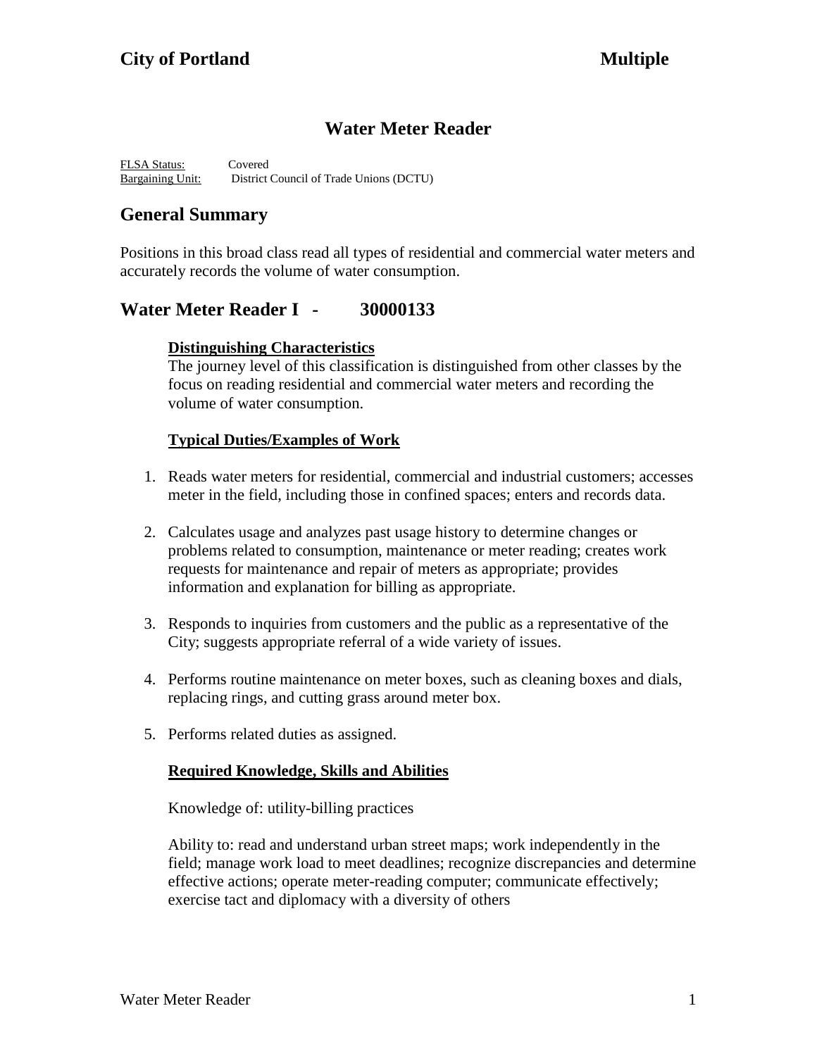# Water Meter Reader

FLSA Status: Covered
Bargaining Unit: District Council of Trade Unions (DCTU)

## General Summary

Positions in this broad class read all types of residential and commercial water meters and accurately records the volume of water consumption.

## Water Meter Reader I - 30000133

**Distinguishing Characteristics**

The journey level of this classification is distinguished from other classes by the focus on reading residential and commercial water meters and recording the volume of water consumption.

**Typical Duties/Examples of Work**

1. Reads water meters for residential, commercial and industrial customers; accesses meter in the field, including those in confined spaces; enters and records data.

2. Calculates usage and analyzes past usage history to determine changes or problems related to consumption, maintenance or meter reading; creates work requests for maintenance and repair of meters as appropriate; provides information and explanation for billing as appropriate.

3. Responds to inquiries from customers and the public as a representative of the City; suggests appropriate referral of a wide variety of issues.

4. Performs routine maintenance on meter boxes, such as cleaning boxes and dials, replacing rings, and cutting grass around meter box.

5. Performs related duties as assigned.

**Required Knowledge, Skills and Abilities**

Knowledge of: utility-billing practices

Ability to: read and understand urban street maps; work independently in the field; manage work load to meet deadlines; recognize discrepancies and determine effective actions; operate meter-reading computer; communicate effectively; exercise tact and diplomacy with a diversity of others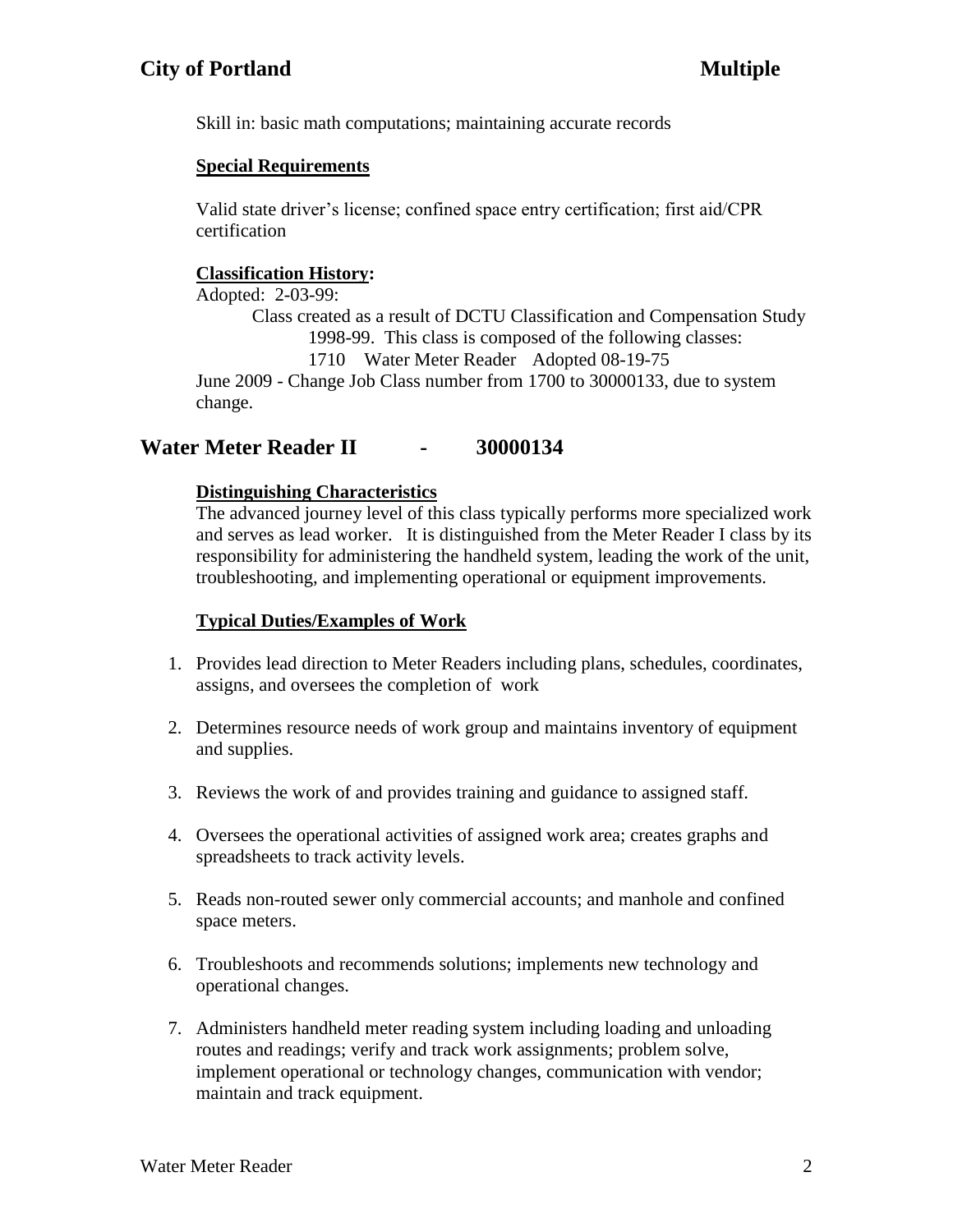Skill in: basic math computations; maintaining accurate records

**Special Requirements**

Valid state driver's license; confined space entry certification; first aid/CPR certification

**Classification History:**

Adopted: 2-03-99:

Class created as a result of DCTU Classification and Compensation Study 1998-99. This class is composed of the following classes:

1710 Water Meter Reader Adopted 08-19-75

June 2009 - Change Job Class number from 1700 to 30000133, due to system change.

## Water Meter Reader II - 30000134

**Distinguishing Characteristics**

The advanced journey level of this class typically performs more specialized work and serves as lead worker. It is distinguished from the Meter Reader I class by its responsibility for administering the handheld system, leading the work of the unit, troubleshooting, and implementing operational or equipment improvements.

**Typical Duties/Examples of Work**

1. Provides lead direction to Meter Readers including plans, schedules, coordinates, assigns, and oversees the completion of work
2. Determines resource needs of work group and maintains inventory of equipment and supplies.
3. Reviews the work of and provides training and guidance to assigned staff.
4. Oversees the operational activities of assigned work area; creates graphs and spreadsheets to track activity levels.
5. Reads non-routed sewer only commercial accounts; and manhole and confined space meters.
6. Troubleshoots and recommends solutions; implements new technology and operational changes.
7. Administers handheld meter reading system including loading and unloading routes and readings; verify and track work assignments; problem solve, implement operational or technology changes, communication with vendor; maintain and track equipment.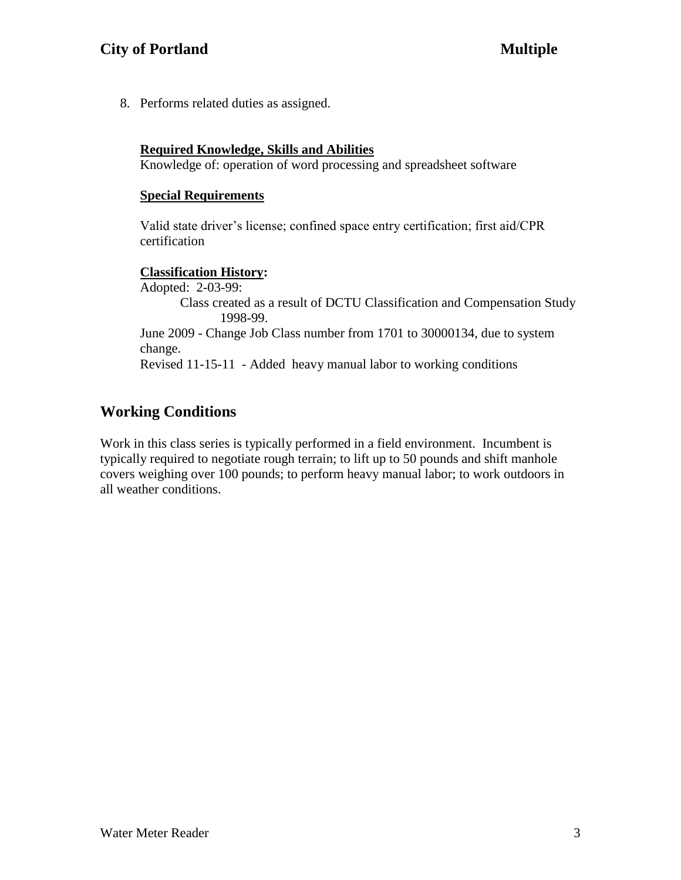8. Performs related duties as assigned.

**Required Knowledge, Skills and Abilities**

Knowledge of: operation of word processing and spreadsheet software

**Special Requirements**

Valid state driver's license; confined space entry certification; first aid/CPR certification

**Classification History:**

Adopted: 2-03-99:

Class created as a result of DCTU Classification and Compensation Study 1998-99.

June 2009 - Change Job Class number from 1701 to 30000134, due to system change.

Revised 11-15-11 - Added heavy manual labor to working conditions

## Working Conditions

Work in this class series is typically performed in a field environment. Incumbent is typically required to negotiate rough terrain; to lift up to 50 pounds and shift manhole covers weighing over 100 pounds; to perform heavy manual labor; to work outdoors in all weather conditions.